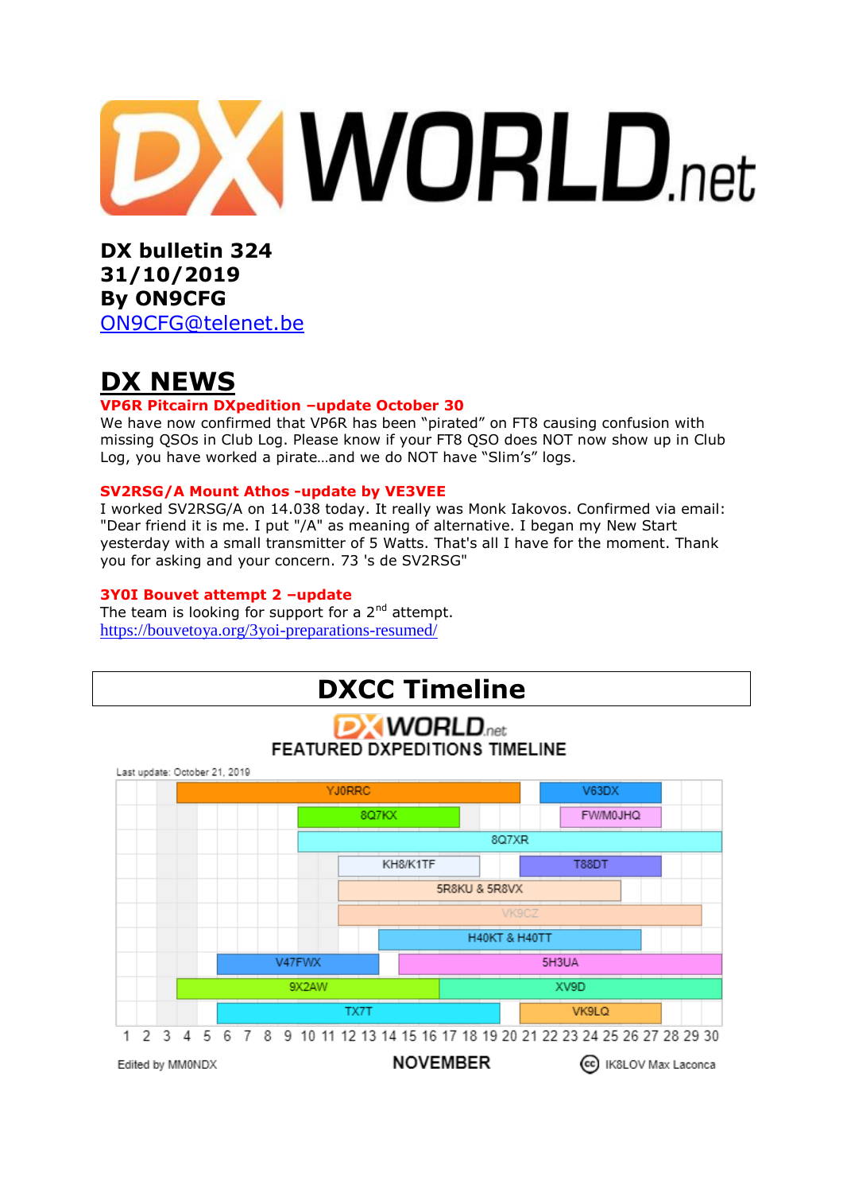DX WORLD.net

**DX bulletin 324**
**31/10/2019**
**By ON9CFG**
ON9CFG@telenet.be

# DX NEWS

**VP6R Pitcairn DXpedition –update October 30**

We have now confirmed that VP6R has been "pirated" on FT8 causing confusion with missing QSOs in Club Log. Please know if your FT8 QSO does NOT now show up in Club Log, you have worked a pirate…and we do NOT have "Slim's" logs.

**SV2RSG/A Mount Athos -update by VE3VEE**

I worked SV2RSG/A on 14.038 today. It really was Monk Iakovos. Confirmed via email: "Dear friend it is me. I put "/A" as meaning of alternative. I began my New Start yesterday with a small transmitter of 5 Watts. That's all I have for the moment. Thank you for asking and your concern. 73 's de SV2RSG"

**3Y0I Bouvet attempt 2 –update**

The team is looking for support for a 2nd attempt.
https://bouvetoya.org/3yoi-preparations-resumed/

## DXCC Timeline

DX WORLD.net
FEATURED DXPEDITIONS TIMELINE

Last update: October 21, 2019

| Callsign | November dates (approx.) |
| --- | --- |
| YJ0RRC | 4 – 20 |
| V63DX | 22 – 27 |
| 8Q7KX | 10 – 17 |
| FW/M0JHQ | 23 – 27 |
| 8Q7XR | 10 – 30 |
| KH8/K1TF | 12 – 18 |
| T88DT | 21 – 27 |
| 5R8KU & 5R8VX | 12 – 25 |
| VK9CZ | 12 – 29 |
| H40KT & H40TT | 14 – 26 |
| V47FWX | 6 – 13 |
| 5H3UA | 15 – 30 |
| 9X2AW | 4 – 16 |
| XV9D | 17 – 30 |
| TX7T | 6 – 19 |
| VK9LQ | 21 – 27 |

1 2 3 4 5 6 7 8 9 10 11 12 13 14 15 16 17 18 19 20 21 22 23 24 25 26 27 28 29 30

Edited by MM0NDX — NOVEMBER — IK8LOV Max Laconca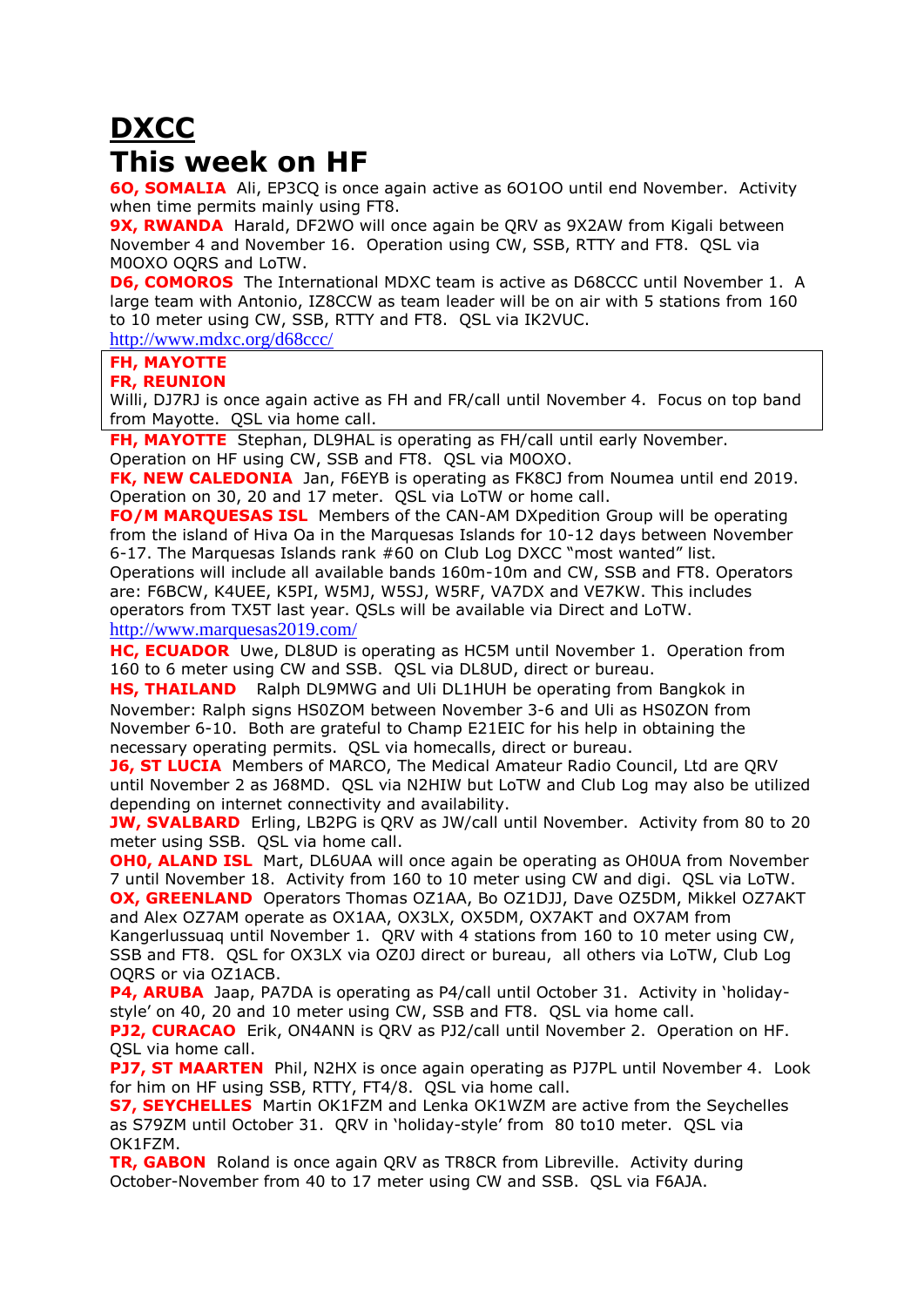# DXCC

# This week on HF

**6O, SOMALIA** Ali, EP3CQ is once again active as 6O1OO until end November. Activity when time permits mainly using FT8.

**9X, RWANDA** Harald, DF2WO will once again be QRV as 9X2AW from Kigali between November 4 and November 16. Operation using CW, SSB, RTTY and FT8. QSL via M0OXO OQRS and LoTW.

**D6, COMOROS** The International MDXC team is active as D68CCC until November 1. A large team with Antonio, IZ8CCW as team leader will be on air with 5 stations from 160 to 10 meter using CW, SSB, RTTY and FT8. QSL via IK2VUC.
http://www.mdxc.org/d68ccc/

**FH, MAYOTTE**
**FR, REUNION**
Willi, DJ7RJ is once again active as FH and FR/call until November 4. Focus on top band from Mayotte. QSL via home call.

**FH, MAYOTTE** Stephan, DL9HAL is operating as FH/call until early November. Operation on HF using CW, SSB and FT8. QSL via M0OXO.

**FK, NEW CALEDONIA** Jan, F6EYB is operating as FK8CJ from Noumea until end 2019. Operation on 30, 20 and 17 meter. QSL via LoTW or home call.

**FO/M MARQUESAS ISL** Members of the CAN-AM DXpedition Group will be operating from the island of Hiva Oa in the Marquesas Islands for 10-12 days between November 6-17. The Marquesas Islands rank #60 on Club Log DXCC "most wanted" list. Operations will include all available bands 160m-10m and CW, SSB and FT8. Operators are: F6BCW, K4UEE, K5PI, W5MJ, W5SJ, W5RF, VA7DX and VE7KW. This includes operators from TX5T last year. QSLs will be available via Direct and LoTW.
http://www.marquesas2019.com/

**HC, ECUADOR** Uwe, DL8UD is operating as HC5M until November 1. Operation from 160 to 6 meter using CW and SSB. QSL via DL8UD, direct or bureau.

**HS, THAILAND** Ralph DL9MWG and Uli DL1HUH be operating from Bangkok in November: Ralph signs HS0ZOM between November 3-6 and Uli as HS0ZON from November 6-10. Both are grateful to Champ E21EIC for his help in obtaining the necessary operating permits. QSL via homecalls, direct or bureau.

**J6, ST LUCIA** Members of MARCO, The Medical Amateur Radio Council, Ltd are QRV until November 2 as J68MD. QSL via N2HIW but LoTW and Club Log may also be utilized depending on internet connectivity and availability.

**JW, SVALBARD** Erling, LB2PG is QRV as JW/call until November. Activity from 80 to 20 meter using SSB. QSL via home call.

**OH0, ALAND ISL** Mart, DL6UAA will once again be operating as OH0UA from November 7 until November 18. Activity from 160 to 10 meter using CW and digi. QSL via LoTW.

**OX, GREENLAND** Operators Thomas OZ1AA, Bo OZ1DJJ, Dave OZ5DM, Mikkel OZ7AKT and Alex OZ7AM operate as OX1AA, OX3LX, OX5DM, OX7AKT and OX7AM from Kangerlussuaq until November 1. QRV with 4 stations from 160 to 10 meter using CW, SSB and FT8. QSL for OX3LX via OZ0J direct or bureau, all others via LoTW, Club Log OQRS or via OZ1ACB.

**P4, ARUBA** Jaap, PA7DA is operating as P4/call until October 31. Activity in 'holiday-style' on 40, 20 and 10 meter using CW, SSB and FT8. QSL via home call.

**PJ2, CURACAO** Erik, ON4ANN is QRV as PJ2/call until November 2. Operation on HF. QSL via home call.

**PJ7, ST MAARTEN** Phil, N2HX is once again operating as PJ7PL until November 4. Look for him on HF using SSB, RTTY, FT4/8. QSL via home call.

**S7, SEYCHELLES** Martin OK1FZM and Lenka OK1WZM are active from the Seychelles as S79ZM until October 31. QRV in 'holiday-style' from 80 to10 meter. QSL via OK1FZM.

**TR, GABON** Roland is once again QRV as TR8CR from Libreville. Activity during October-November from 40 to 17 meter using CW and SSB. QSL via F6AJA.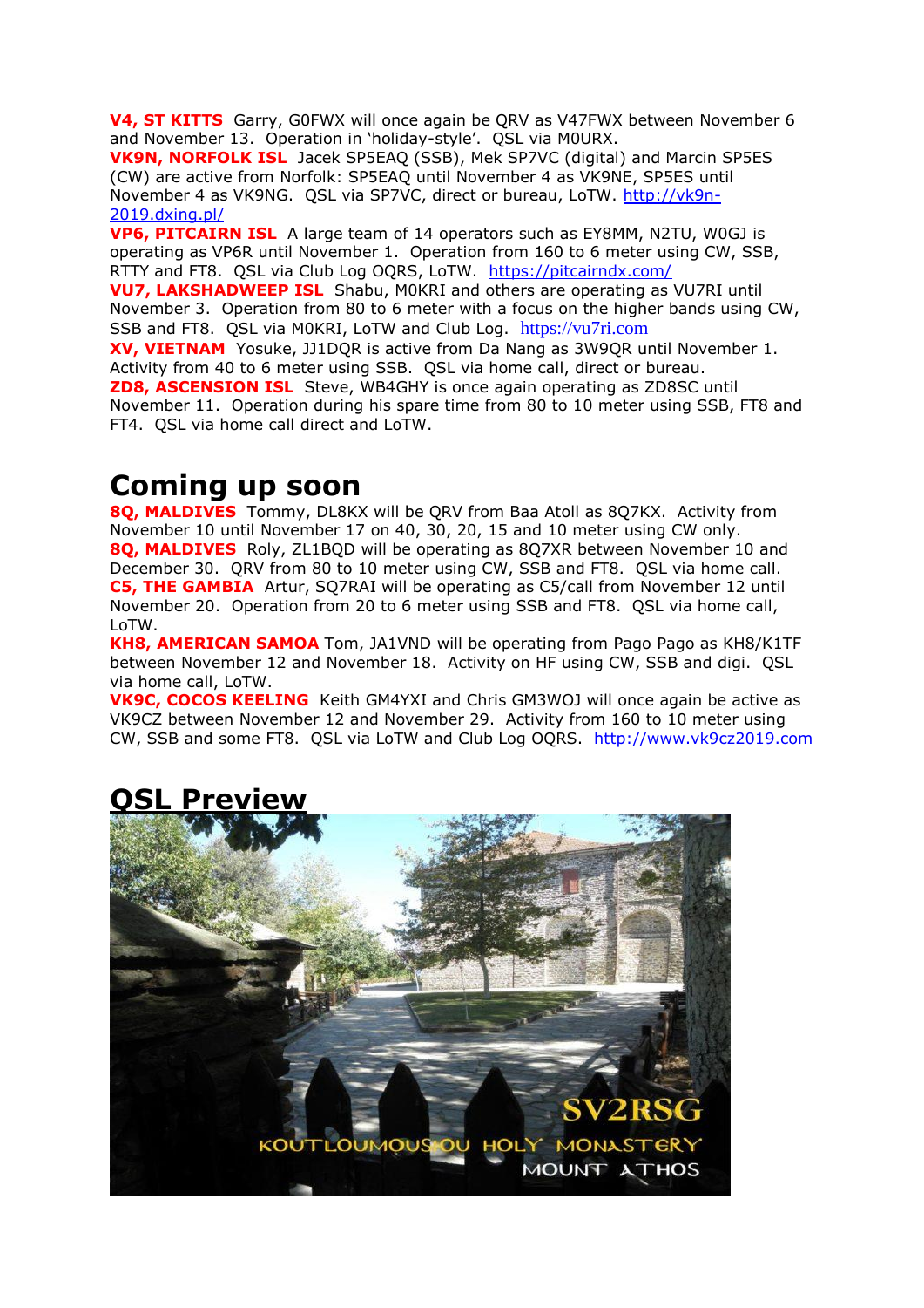**V4, ST KITTS** Garry, G0FWX will once again be QRV as V47FWX between November 6 and November 13. Operation in 'holiday-style'. QSL via M0URX.

**VK9N, NORFOLK ISL** Jacek SP5EAQ (SSB), Mek SP7VC (digital) and Marcin SP5ES (CW) are active from Norfolk: SP5EAQ until November 4 as VK9NE, SP5ES until November 4 as VK9NG. QSL via SP7VC, direct or bureau, LoTW. http://vk9n-2019.dxing.pl/

**VP6, PITCAIRN ISL** A large team of 14 operators such as EY8MM, N2TU, W0GJ is operating as VP6R until November 1. Operation from 160 to 6 meter using CW, SSB, RTTY and FT8. QSL via Club Log OQRS, LoTW. https://pitcairndx.com/

**VU7, LAKSHADWEEP ISL** Shabu, M0KRI and others are operating as VU7RI until November 3. Operation from 80 to 6 meter with a focus on the higher bands using CW, SSB and FT8. QSL via M0KRI, LoTW and Club Log. https://vu7ri.com

**XV, VIETNAM** Yosuke, JJ1DQR is active from Da Nang as 3W9QR until November 1. Activity from 40 to 6 meter using SSB. QSL via home call, direct or bureau.

**ZD8, ASCENSION ISL** Steve, WB4GHY is once again operating as ZD8SC until November 11. Operation during his spare time from 80 to 10 meter using SSB, FT8 and FT4. QSL via home call direct and LoTW.

# Coming up soon

**8Q, MALDIVES** Tommy, DL8KX will be QRV from Baa Atoll as 8Q7KX. Activity from November 10 until November 17 on 40, 30, 20, 15 and 10 meter using CW only.

**8Q, MALDIVES** Roly, ZL1BQD will be operating as 8Q7XR between November 10 and December 30. QRV from 80 to 10 meter using CW, SSB and FT8. QSL via home call.

**C5, THE GAMBIA** Artur, SQ7RAI will be operating as C5/call from November 12 until November 20. Operation from 20 to 6 meter using SSB and FT8. QSL via home call, LoTW.

**KH8, AMERICAN SAMOA** Tom, JA1VND will be operating from Pago Pago as KH8/K1TF between November 12 and November 18. Activity on HF using CW, SSB and digi. QSL via home call, LoTW.

**VK9C, COCOS KEELING** Keith GM4YXI and Chris GM3WOJ will once again be active as VK9CZ between November 12 and November 29. Activity from 160 to 10 meter using CW, SSB and some FT8. QSL via LoTW and Club Log OQRS. http://www.vk9cz2019.com

# QSL Preview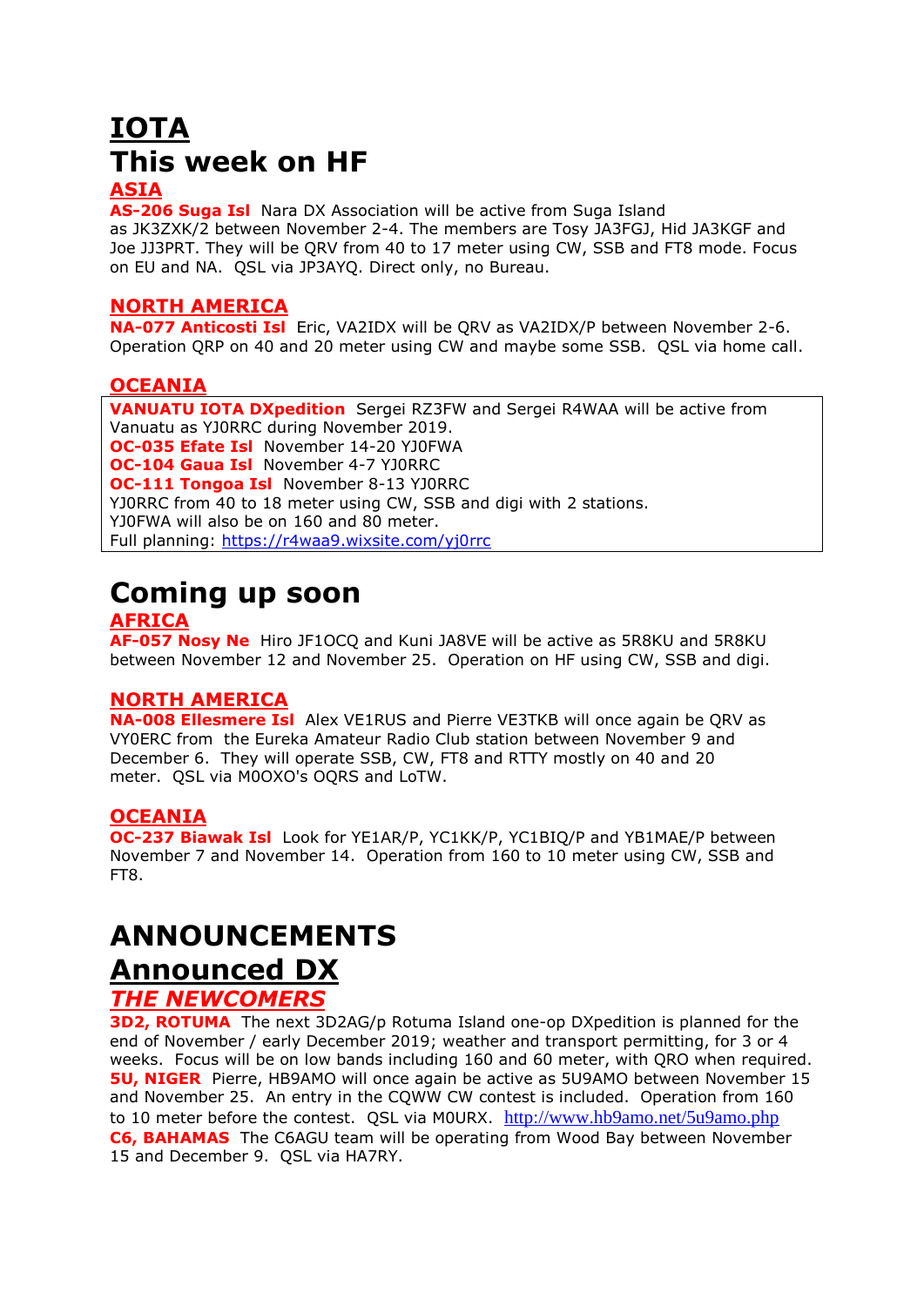# IOTA

# This week on HF

## ASIA

**AS-206 Suga Isl** Nara DX Association will be active from Suga Island as JK3ZXK/2 between November 2-4. The members are Tosy JA3FGJ, Hid JA3KGF and Joe JJ3PRT. They will be QRV from 40 to 17 meter using CW, SSB and FT8 mode. Focus on EU and NA. QSL via JP3AYQ. Direct only, no Bureau.

## NORTH AMERICA

**NA-077 Anticosti Isl** Eric, VA2IDX will be QRV as VA2IDX/P between November 2-6. Operation QRP on 40 and 20 meter using CW and maybe some SSB. QSL via home call.

## OCEANIA

**VANUATU IOTA DXpedition** Sergei RZ3FW and Sergei R4WAA will be active from Vanuatu as YJ0RRC during November 2019.
**OC-035 Efate Isl** November 14-20 YJ0FWA
**OC-104 Gaua Isl** November 4-7 YJ0RRC
**OC-111 Tongoa Isl** November 8-13 YJ0RRC
YJ0RRC from 40 to 18 meter using CW, SSB and digi with 2 stations.
YJ0FWA will also be on 160 and 80 meter.
Full planning: https://r4waa9.wixsite.com/yj0rrc

# Coming up soon

## AFRICA

**AF-057 Nosy Ne** Hiro JF1OCQ and Kuni JA8VE will be active as 5R8KU and 5R8KU between November 12 and November 25. Operation on HF using CW, SSB and digi.

## NORTH AMERICA

**NA-008 Ellesmere Isl** Alex VE1RUS and Pierre VE3TKB will once again be QRV as VY0ERC from the Eureka Amateur Radio Club station between November 9 and December 6. They will operate SSB, CW, FT8 and RTTY mostly on 40 and 20 meter. QSL via M0OXO's OQRS and LoTW.

## OCEANIA

**OC-237 Biawak Isl** Look for YE1AR/P, YC1KK/P, YC1BIQ/P and YB1MAE/P between November 7 and November 14. Operation from 160 to 10 meter using CW, SSB and FT8.

# ANNOUNCEMENTS

# Announced DX

## *THE NEWCOMERS*

**3D2, ROTUMA** The next 3D2AG/p Rotuma Island one-op DXpedition is planned for the end of November / early December 2019; weather and transport permitting, for 3 or 4 weeks. Focus will be on low bands including 160 and 60 meter, with QRO when required.
**5U, NIGER** Pierre, HB9AMO will once again be active as 5U9AMO between November 15 and November 25. An entry in the CQWW CW contest is included. Operation from 160 to 10 meter before the contest. QSL via M0URX. http://www.hb9amo.net/5u9amo.php
**C6, BAHAMAS** The C6AGU team will be operating from Wood Bay between November 15 and December 9. QSL via HA7RY.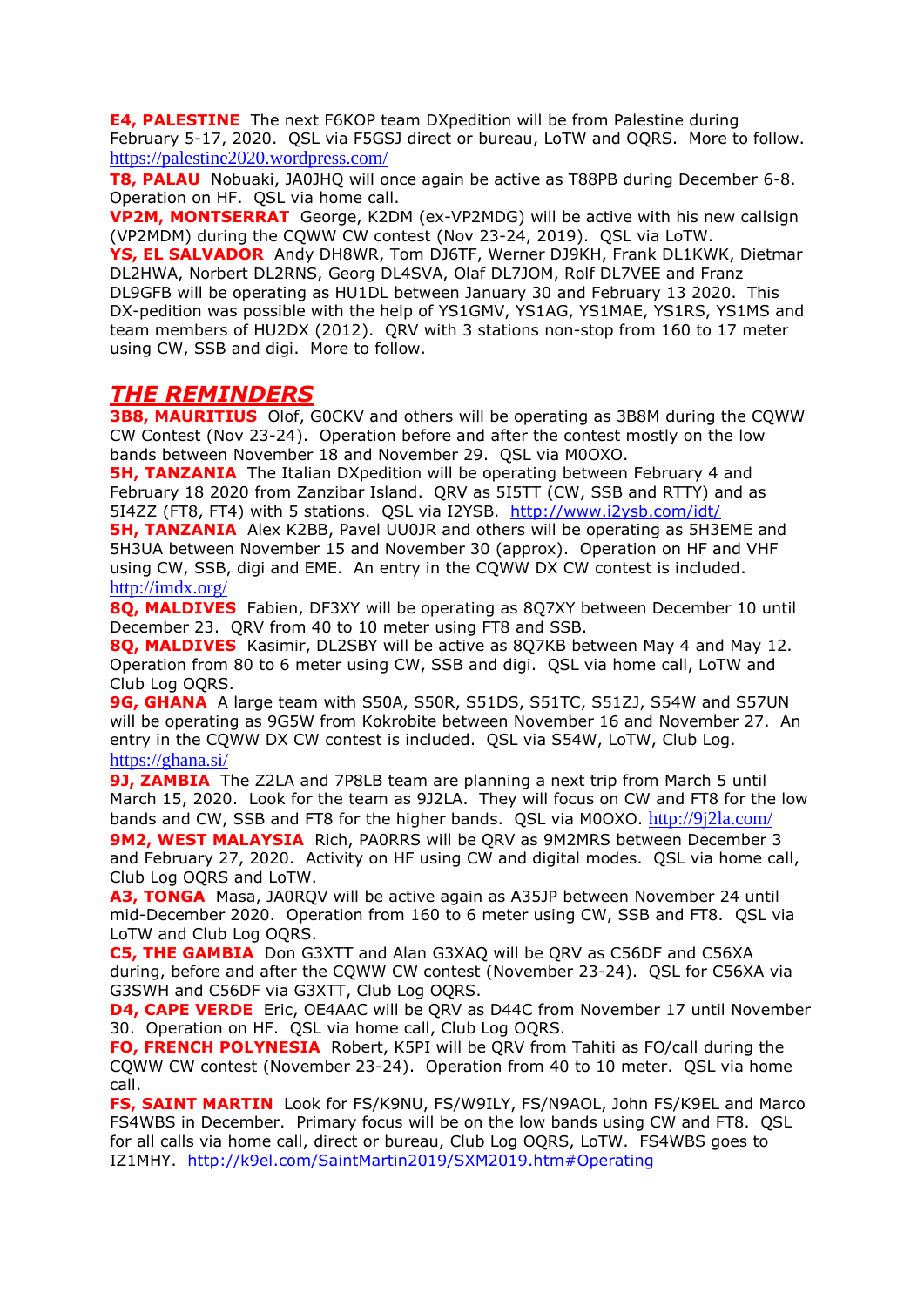**E4, PALESTINE** The next F6KOP team DXpedition will be from Palestine during February 5-17, 2020. QSL via F5GSJ direct or bureau, LoTW and OQRS. More to follow. https://palestine2020.wordpress.com/

**T8, PALAU** Nobuaki, JA0JHQ will once again be active as T88PB during December 6-8. Operation on HF. QSL via home call.

**VP2M, MONTSERRAT** George, K2DM (ex-VP2MDG) will be active with his new callsign (VP2MDM) during the CQWW CW contest (Nov 23-24, 2019). QSL via LoTW.

**YS, EL SALVADOR** Andy DH8WR, Tom DJ6TF, Werner DJ9KH, Frank DL1KWK, Dietmar DL2HWA, Norbert DL2RNS, Georg DL4SVA, Olaf DL7JOM, Rolf DL7VEE and Franz DL9GFB will be operating as HU1DL between January 30 and February 13 2020. This DX-pedition was possible with the help of YS1GMV, YS1AG, YS1MAE, YS1RS, YS1MS and team members of HU2DX (2012). QRV with 3 stations non-stop from 160 to 17 meter using CW, SSB and digi. More to follow.

## *THE REMINDERS*

**3B8, MAURITIUS** Olof, G0CKV and others will be operating as 3B8M during the CQWW CW Contest (Nov 23-24). Operation before and after the contest mostly on the low bands between November 18 and November 29. QSL via M0OXO.

**5H, TANZANIA** The Italian DXpedition will be operating between February 4 and February 18 2020 from Zanzibar Island. QRV as 5I5TT (CW, SSB and RTTY) and as 5I4ZZ (FT8, FT4) with 5 stations. QSL via I2YSB. http://www.i2ysb.com/idt/

**5H, TANZANIA** Alex K2BB, Pavel UU0JR and others will be operating as 5H3EME and 5H3UA between November 15 and November 30 (approx). Operation on HF and VHF using CW, SSB, digi and EME. An entry in the CQWW DX CW contest is included. http://imdx.org/

**8Q, MALDIVES** Fabien, DF3XY will be operating as 8Q7XY between December 10 until December 23. QRV from 40 to 10 meter using FT8 and SSB.

**8Q, MALDIVES** Kasimir, DL2SBY will be active as 8Q7KB between May 4 and May 12. Operation from 80 to 6 meter using CW, SSB and digi. QSL via home call, LoTW and Club Log OQRS.

**9G, GHANA** A large team with S50A, S50R, S51DS, S51TC, S51ZJ, S54W and S57UN will be operating as 9G5W from Kokrobite between November 16 and November 27. An entry in the CQWW DX CW contest is included. QSL via S54W, LoTW, Club Log. https://ghana.si/

**9J, ZAMBIA** The Z2LA and 7P8LB team are planning a next trip from March 5 until March 15, 2020. Look for the team as 9J2LA. They will focus on CW and FT8 for the low bands and CW, SSB and FT8 for the higher bands. QSL via M0OXO. http://9j2la.com/

**9M2, WEST MALAYSIA** Rich, PA0RRS will be QRV as 9M2MRS between December 3 and February 27, 2020. Activity on HF using CW and digital modes. QSL via home call, Club Log OQRS and LoTW.

**A3, TONGA** Masa, JA0RQV will be active again as A35JP between November 24 until mid-December 2020. Operation from 160 to 6 meter using CW, SSB and FT8. QSL via LoTW and Club Log OQRS.

**C5, THE GAMBIA** Don G3XTT and Alan G3XAQ will be QRV as C56DF and C56XA during, before and after the CQWW CW contest (November 23-24). QSL for C56XA via G3SWH and C56DF via G3XTT, Club Log OQRS.

**D4, CAPE VERDE** Eric, OE4AAC will be QRV as D44C from November 17 until November 30. Operation on HF. QSL via home call, Club Log OQRS.

**FO, FRENCH POLYNESIA** Robert, K5PI will be QRV from Tahiti as FO/call during the CQWW CW contest (November 23-24). Operation from 40 to 10 meter. QSL via home call.

**FS, SAINT MARTIN** Look for FS/K9NU, FS/W9ILY, FS/N9AOL, John FS/K9EL and Marco FS4WBS in December. Primary focus will be on the low bands using CW and FT8. QSL for all calls via home call, direct or bureau, Club Log OQRS, LoTW. FS4WBS goes to IZ1MHY. http://k9el.com/SaintMartin2019/SXM2019.htm#Operating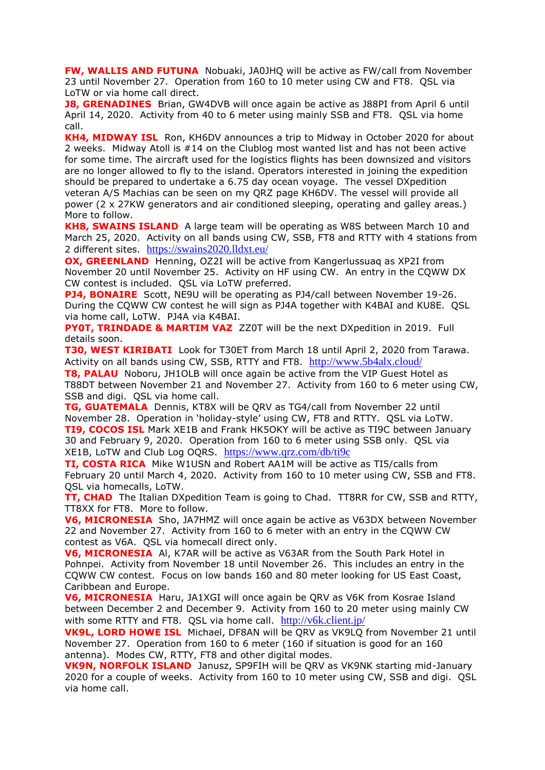**FW, WALLIS AND FUTUNA** Nobuaki, JA0JHQ will be active as FW/call from November 23 until November 27. Operation from 160 to 10 meter using CW and FT8. QSL via LoTW or via home call direct.

**J8, GRENADINES** Brian, GW4DVB will once again be active as J88PI from April 6 until April 14, 2020. Activity from 40 to 6 meter using mainly SSB and FT8. QSL via home call.

**KH4, MIDWAY ISL** Ron, KH6DV announces a trip to Midway in October 2020 for about 2 weeks. Midway Atoll is #14 on the Clublog most wanted list and has not been active for some time. The aircraft used for the logistics flights has been downsized and visitors are no longer allowed to fly to the island. Operators interested in joining the expedition should be prepared to undertake a 6.75 day ocean voyage. The vessel DXpedition veteran A/S Machias can be seen on my QRZ page KH6DV. The vessel will provide all power (2 x 27KW generators and air conditioned sleeping, operating and galley areas.) More to follow.

**KH8, SWAINS ISLAND** A large team will be operating as W8S between March 10 and March 25, 2020. Activity on all bands using CW, SSB, FT8 and RTTY with 4 stations from 2 different sites. https://swains2020.lldxt.eu/

**OX, GREENLAND** Henning, OZ2I will be active from Kangerlussuaq as XP2I from November 20 until November 25. Activity on HF using CW. An entry in the CQWW DX CW contest is included. QSL via LoTW preferred.

**PJ4, BONAIRE** Scott, NE9U will be operating as PJ4/call between November 19-26. During the CQWW CW contest he will sign as PJ4A together with K4BAI and KU8E. QSL via home call, LoTW. PJ4A via K4BAI.

**PY0T, TRINDADE & MARTIM VAZ** ZZ0T will be the next DXpedition in 2019. Full details soon.

**T30, WEST KIRIBATI** Look for T30ET from March 18 until April 2, 2020 from Tarawa. Activity on all bands using CW, SSB, RTTY and FT8. http://www.5b4alx.cloud/

**T8, PALAU** Noboru, JH1OLB will once again be active from the VIP Guest Hotel as T88DT between November 21 and November 27. Activity from 160 to 6 meter using CW, SSB and digi. QSL via home call.

**TG, GUATEMALA** Dennis, KT8X will be QRV as TG4/call from November 22 until November 28. Operation in 'holiday-style' using CW, FT8 and RTTY. QSL via LoTW.

**TI9, COCOS ISL** Mark XE1B and Frank HK5OKY will be active as TI9C between January 30 and February 9, 2020. Operation from 160 to 6 meter using SSB only. QSL via XE1B, LoTW and Club Log OQRS. https://www.qrz.com/db/ti9c

**TI, COSTA RICA** Mike W1USN and Robert AA1M will be active as TI5/calls from February 20 until March 4, 2020. Activity from 160 to 10 meter using CW, SSB and FT8. QSL via homecalls, LoTW.

**TT, CHAD** The Italian DXpedition Team is going to Chad. TT8RR for CW, SSB and RTTY, TT8XX for FT8. More to follow.

**V6, MICRONESIA** Sho, JA7HMZ will once again be active as V63DX between November 22 and November 27. Activity from 160 to 6 meter with an entry in the CQWW CW contest as V6A. QSL via homecall direct only.

**V6, MICRONESIA** Al, K7AR will be active as V63AR from the South Park Hotel in Pohnpei. Activity from November 18 until November 26. This includes an entry in the CQWW CW contest. Focus on low bands 160 and 80 meter looking for US East Coast, Caribbean and Europe.

**V6, MICRONESIA** Haru, JA1XGI will once again be QRV as V6K from Kosrae Island between December 2 and December 9. Activity from 160 to 20 meter using mainly CW with some RTTY and FT8. QSL via home call. http://v6k.client.jp/

**VK9L, LORD HOWE ISL** Michael, DF8AN will be QRV as VK9LQ from November 21 until November 27. Operation from 160 to 6 meter (160 if situation is good for an 160 antenna). Modes CW, RTTY, FT8 and other digital modes.

**VK9N, NORFOLK ISLAND** Janusz, SP9FIH will be QRV as VK9NK starting mid-January 2020 for a couple of weeks. Activity from 160 to 10 meter using CW, SSB and digi. QSL via home call.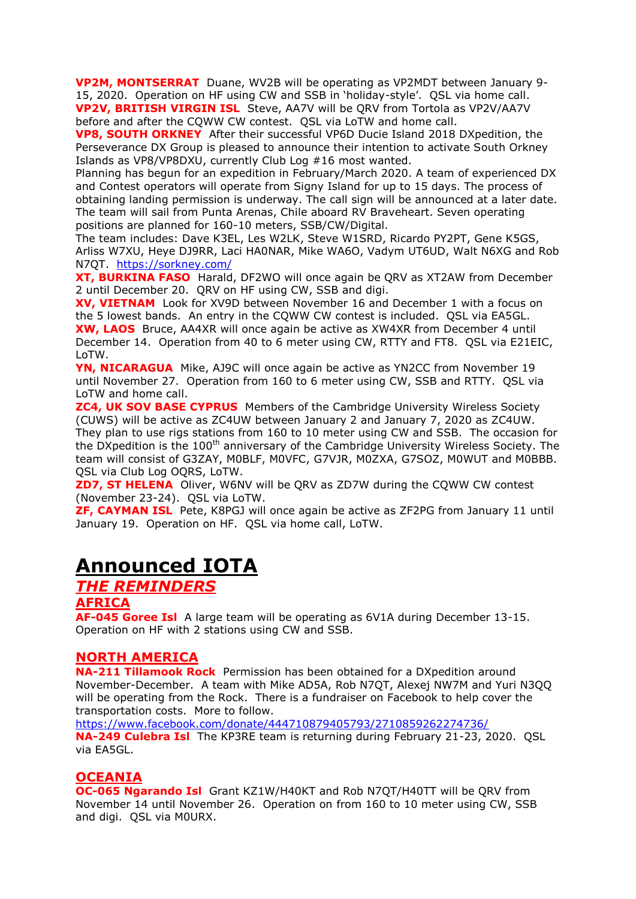**VP2M, MONTSERRAT** Duane, WV2B will be operating as VP2MDT between January 9-15, 2020. Operation on HF using CW and SSB in 'holiday-style'. QSL via home call.
**VP2V, BRITISH VIRGIN ISL** Steve, AA7V will be QRV from Tortola as VP2V/AA7V before and after the CQWW CW contest. QSL via LoTW and home call.
**VP8, SOUTH ORKNEY** After their successful VP6D Ducie Island 2018 DXpedition, the Perseverance DX Group is pleased to announce their intention to activate South Orkney Islands as VP8/VP8DXU, currently Club Log #16 most wanted.
Planning has begun for an expedition in February/March 2020. A team of experienced DX and Contest operators will operate from Signy Island for up to 15 days. The process of obtaining landing permission is underway. The call sign will be announced at a later date. The team will sail from Punta Arenas, Chile aboard RV Braveheart. Seven operating positions are planned for 160-10 meters, SSB/CW/Digital.
The team includes: Dave K3EL, Les W2LK, Steve W1SRD, Ricardo PY2PT, Gene K5GS, Arliss W7XU, Heye DJ9RR, Laci HA0NAR, Mike WA6O, Vadym UT6UD, Walt N6XG and Rob N7QT. https://sorkney.com/
**XT, BURKINA FASO** Harald, DF2WO will once again be QRV as XT2AW from December 2 until December 20. QRV on HF using CW, SSB and digi.
**XV, VIETNAM** Look for XV9D between November 16 and December 1 with a focus on the 5 lowest bands. An entry in the CQWW CW contest is included. QSL via EA5GL.
**XW, LAOS** Bruce, AA4XR will once again be active as XW4XR from December 4 until December 14. Operation from 40 to 6 meter using CW, RTTY and FT8. QSL via E21EIC, LoTW.
**YN, NICARAGUA** Mike, AJ9C will once again be active as YN2CC from November 19 until November 27. Operation from 160 to 6 meter using CW, SSB and RTTY. QSL via LoTW and home call.
**ZC4, UK SOV BASE CYPRUS** Members of the Cambridge University Wireless Society (CUWS) will be active as ZC4UW between January 2 and January 7, 2020 as ZC4UW. They plan to use rigs stations from 160 to 10 meter using CW and SSB. The occasion for the DXpedition is the 100th anniversary of the Cambridge University Wireless Society. The team will consist of G3ZAY, M0BLF, M0VFC, G7VJR, M0ZXA, G7SOZ, M0WUT and M0BBB. QSL via Club Log OQRS, LoTW.
**ZD7, ST HELENA** Oliver, W6NV will be QRV as ZD7W during the CQWW CW contest (November 23-24). QSL via LoTW.
**ZF, CAYMAN ISL** Pete, K8PGJ will once again be active as ZF2PG from January 11 until January 19. Operation on HF. QSL via home call, LoTW.

# Announced IOTA

## *THE REMINDERS*

### AFRICA

**AF-045 Goree Isl** A large team will be operating as 6V1A during December 13-15. Operation on HF with 2 stations using CW and SSB.

### NORTH AMERICA

**NA-211 Tillamook Rock** Permission has been obtained for a DXpedition around November-December. A team with Mike AD5A, Rob N7QT, Alexej NW7M and Yuri N3QQ will be operating from the Rock. There is a fundraiser on Facebook to help cover the transportation costs. More to follow.
https://www.facebook.com/donate/444710879405793/2710859262274736/
**NA-249 Culebra Isl** The KP3RE team is returning during February 21-23, 2020. QSL via EA5GL.

### OCEANIA

**OC-065 Ngarando Isl** Grant KZ1W/H40KT and Rob N7QT/H40TT will be QRV from November 14 until November 26. Operation on from 160 to 10 meter using CW, SSB and digi. QSL via M0URX.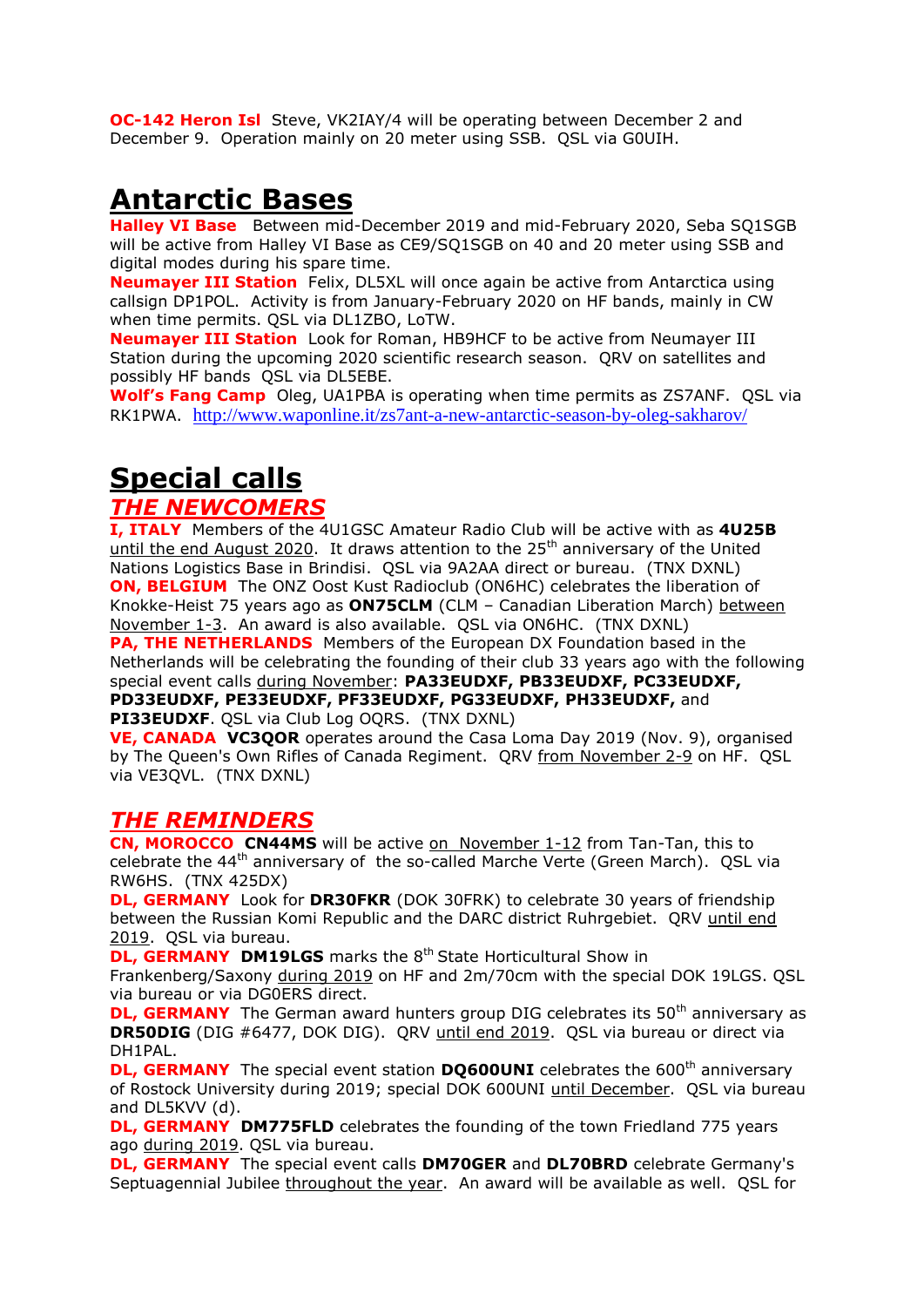**OC-142 Heron Isl** Steve, VK2IAY/4 will be operating between December 2 and December 9. Operation mainly on 20 meter using SSB. QSL via G0UIH.

# Antarctic Bases

**Halley VI Base** Between mid-December 2019 and mid-February 2020, Seba SQ1SGB will be active from Halley VI Base as CE9/SQ1SGB on 40 and 20 meter using SSB and digital modes during his spare time.

**Neumayer III Station** Felix, DL5XL will once again be active from Antarctica using callsign DP1POL. Activity is from January-February 2020 on HF bands, mainly in CW when time permits. QSL via DL1ZBO, LoTW.

**Neumayer III Station** Look for Roman, HB9HCF to be active from Neumayer III Station during the upcoming 2020 scientific research season. QRV on satellites and possibly HF bands QSL via DL5EBE.

**Wolf's Fang Camp** Oleg, UA1PBA is operating when time permits as ZS7ANF. QSL via RK1PWA. http://www.waponline.it/zs7ant-a-new-antarctic-season-by-oleg-sakharov/

# Special calls

## *THE NEWCOMERS*

**I, ITALY** Members of the 4U1GSC Amateur Radio Club will be active with as **4U25B** until the end August 2020. It draws attention to the 25th anniversary of the United Nations Logistics Base in Brindisi. QSL via 9A2AA direct or bureau. (TNX DXNL)

**ON, BELGIUM** The ONZ Oost Kust Radioclub (ON6HC) celebrates the liberation of Knokke-Heist 75 years ago as **ON75CLM** (CLM – Canadian Liberation March) between November 1-3. An award is also available. QSL via ON6HC. (TNX DXNL)

**PA, THE NETHERLANDS** Members of the European DX Foundation based in the Netherlands will be celebrating the founding of their club 33 years ago with the following special event calls during November: **PA33EUDXF, PB33EUDXF, PC33EUDXF, PD33EUDXF, PE33EUDXF, PF33EUDXF, PG33EUDXF, PH33EUDXF,** and **PI33EUDXF**. QSL via Club Log OQRS. (TNX DXNL)

**VE, CANADA** **VC3QOR** operates around the Casa Loma Day 2019 (Nov. 9), organised by The Queen's Own Rifles of Canada Regiment. QRV from November 2-9 on HF. QSL via VE3QVL. (TNX DXNL)

## *THE REMINDERS*

**CN, MOROCCO** **CN44MS** will be active on November 1-12 from Tan-Tan, this to celebrate the 44th anniversary of the so-called Marche Verte (Green March). QSL via RW6HS. (TNX 425DX)

**DL, GERMANY** Look for **DR30FKR** (DOK 30FRK) to celebrate 30 years of friendship between the Russian Komi Republic and the DARC district Ruhrgebiet. QRV until end 2019. QSL via bureau.

**DL, GERMANY** **DM19LGS** marks the 8th State Horticultural Show in Frankenberg/Saxony during 2019 on HF and 2m/70cm with the special DOK 19LGS. QSL via bureau or via DG0ERS direct.

**DL, GERMANY** The German award hunters group DIG celebrates its 50th anniversary as **DR50DIG** (DIG #6477, DOK DIG). QRV until end 2019. QSL via bureau or direct via DH1PAL.

**DL, GERMANY** The special event station **DQ600UNI** celebrates the 600th anniversary of Rostock University during 2019; special DOK 600UNI until December. QSL via bureau and DL5KVV (d).

**DL, GERMANY** **DM775FLD** celebrates the founding of the town Friedland 775 years ago during 2019. QSL via bureau.

**DL, GERMANY** The special event calls **DM70GER** and **DL70BRD** celebrate Germany's Septuagennial Jubilee throughout the year. An award will be available as well. QSL for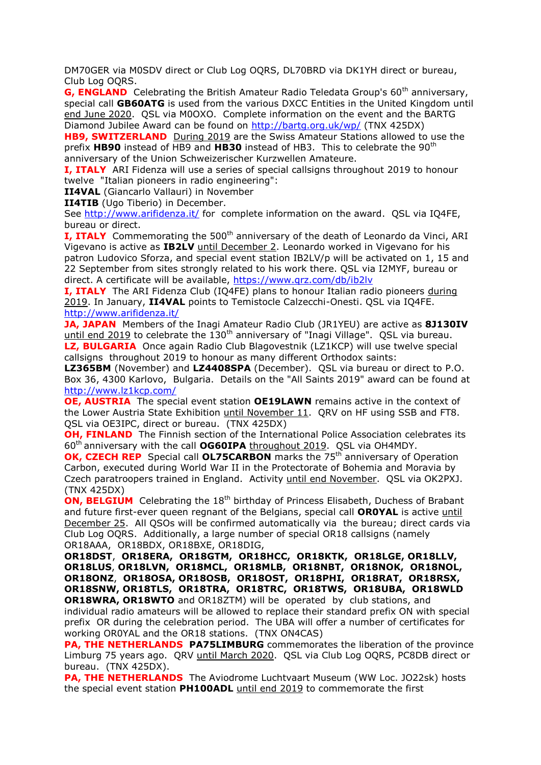DM70GER via M0SDV direct or Club Log OQRS, DL70BRD via DK1YH direct or bureau, Club Log OQRS.

**G, ENGLAND** Celebrating the British Amateur Radio Teledata Group's 60th anniversary, special call **GB60ATG** is used from the various DXCC Entities in the United Kingdom until end June 2020. QSL via M0OXO. Complete information on the event and the BARTG Diamond Jubilee Award can be found on http://bartg.org.uk/wp/ (TNX 425DX)

**HB9, SWITZERLAND** During 2019 are the Swiss Amateur Stations allowed to use the prefix **HB90** instead of HB9 and **HB30** instead of HB3. This to celebrate the 90th anniversary of the Union Schweizerischer Kurzwellen Amateure.

**I, ITALY** ARI Fidenza will use a series of special callsigns throughout 2019 to honour twelve "Italian pioneers in radio engineering":

**II4VAL** (Giancarlo Vallauri) in November

**II4TIB** (Ugo Tiberio) in December.

See http://www.arifidenza.it/ for complete information on the award. QSL via IQ4FE, bureau or direct.

**I, ITALY** Commemorating the 500th anniversary of the death of Leonardo da Vinci, ARI Vigevano is active as **IB2LV** until December 2. Leonardo worked in Vigevano for his patron Ludovico Sforza, and special event station IB2LV/p will be activated on 1, 15 and 22 September from sites strongly related to his work there. QSL via I2MYF, bureau or direct. A certificate will be available, https://www.qrz.com/db/ib2lv

**I, ITALY** The ARI Fidenza Club (IQ4FE) plans to honour Italian radio pioneers during 2019. In January, **II4VAL** points to Temistocle Calzecchi-Onesti. QSL via IQ4FE. http://www.arifidenza.it/

**JA, JAPAN** Members of the Inagi Amateur Radio Club (JR1YEU) are active as **8J130IV** until end 2019 to celebrate the 130th anniversary of "Inagi Village". QSL via bureau.

**LZ, BULGARIA** Once again Radio Club Blagovestnik (LZ1KCP) will use twelve special callsigns throughout 2019 to honour as many different Orthodox saints:

**LZ365BM** (November) and **LZ4408SPA** (December). QSL via bureau or direct to P.O. Box 36, 4300 Karlovo, Bulgaria. Details on the "All Saints 2019" award can be found at http://www.lz1kcp.com/

**OE, AUSTRIA** The special event station **OE19LAWN** remains active in the context of the Lower Austria State Exhibition until November 11. QRV on HF using SSB and FT8. QSL via OE3IPC, direct or bureau. (TNX 425DX)

**OH, FINLAND** The Finnish section of the International Police Association celebrates its 60th anniversary with the call **OG60IPA** throughout 2019. QSL via OH4MDY.

**OK, CZECH REP** Special call **OL75CARBON** marks the 75th anniversary of Operation Carbon, executed during World War II in the Protectorate of Bohemia and Moravia by Czech paratroopers trained in England. Activity until end November. QSL via OK2PXJ. (TNX 425DX)

**ON, BELGIUM** Celebrating the 18th birthday of Princess Elisabeth, Duchess of Brabant and future first-ever queen regnant of the Belgians, special call **OR0YAL** is active until December 25. All QSOs will be confirmed automatically via the bureau; direct cards via Club Log OQRS. Additionally, a large number of special OR18 callsigns (namely OR18AAA, OR18BDX, OR18BXE, OR18DIG, **OR18DST**, **OR18ERA, OR18GTM, OR18HCC, OR18KTK, OR18LGE, OR18LLV, OR18LUS**, **OR18LVN, OR18MCL, OR18MLB, OR18NBT, OR18NOK, OR18NOL, OR18ONZ**, **OR18OSA, OR18OSB, OR18OST, OR18PHI, OR18RAT, OR18RSX, OR18SNW, OR18TLS, OR18TRA, OR18TRC, OR18TWS, OR18UBA, OR18WLD OR18WRA, OR18WTO** and OR18ZTM) will be operated by club stations, and individual radio amateurs will be allowed to replace their standard prefix ON with special prefix OR during the celebration period. The UBA will offer a number of certificates for working OR0YAL and the OR18 stations. (TNX ON4CAS)

**PA, THE NETHERLANDS** **PA75LIMBURG** commemorates the liberation of the province Limburg 75 years ago. QRV until March 2020. QSL via Club Log OQRS, PC8DB direct or bureau. (TNX 425DX).

**PA, THE NETHERLANDS** The Aviodrome Luchtvaart Museum (WW Loc. JO22sk) hosts the special event station **PH100ADL** until end 2019 to commemorate the first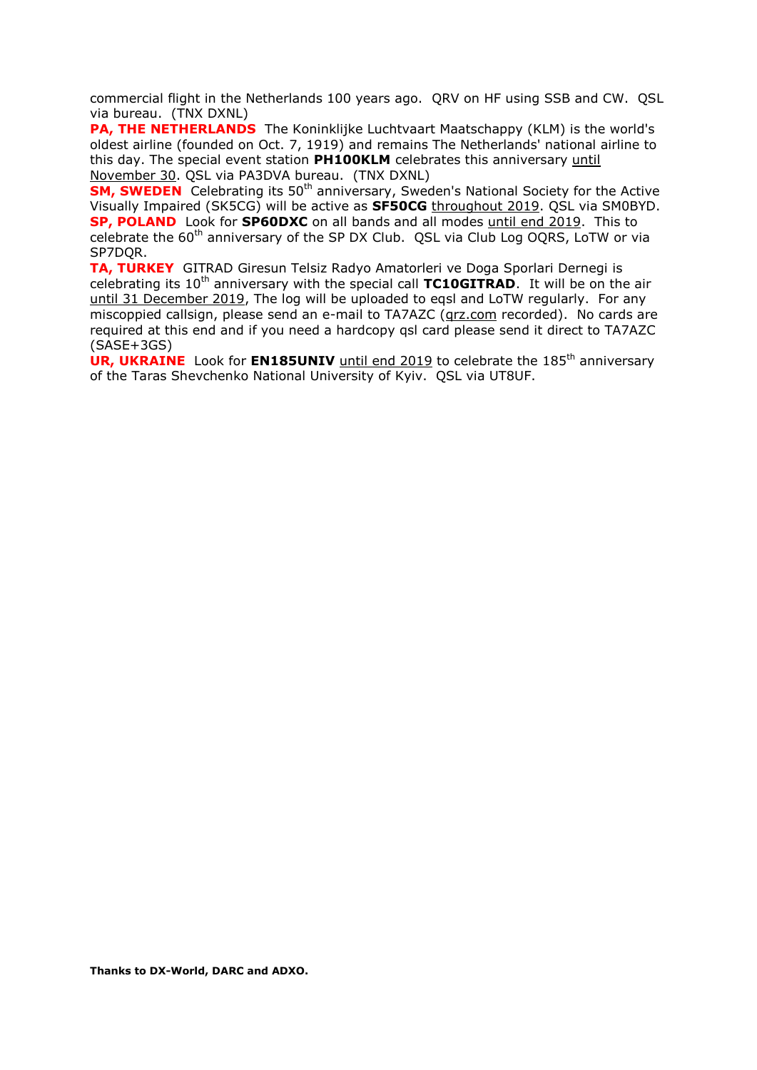commercial flight in the Netherlands 100 years ago. QRV on HF using SSB and CW. QSL via bureau. (TNX DXNL)

**PA, THE NETHERLANDS** The Koninklijke Luchtvaart Maatschappy (KLM) is the world's oldest airline (founded on Oct. 7, 1919) and remains The Netherlands' national airline to this day. The special event station **PH100KLM** celebrates this anniversary until November 30. QSL via PA3DVA bureau. (TNX DXNL)

**SM, SWEDEN** Celebrating its 50th anniversary, Sweden's National Society for the Active Visually Impaired (SK5CG) will be active as **SF50CG** throughout 2019. QSL via SM0BYD.

**SP, POLAND** Look for **SP60DXC** on all bands and all modes until end 2019. This to celebrate the 60th anniversary of the SP DX Club. QSL via Club Log OQRS, LoTW or via SP7DQR.

**TA, TURKEY** GITRAD Giresun Telsiz Radyo Amatorleri ve Doga Sporlari Dernegi is celebrating its 10th anniversary with the special call **TC10GITRAD**. It will be on the air until 31 December 2019, The log will be uploaded to eqsl and LoTW regularly. For any miscoppied callsign, please send an e-mail to TA7AZC (qrz.com recorded). No cards are required at this end and if you need a hardcopy qsl card please send it direct to TA7AZC (SASE+3GS)

**UR, UKRAINE** Look for **EN185UNIV** until end 2019 to celebrate the 185th anniversary of the Taras Shevchenko National University of Kyiv. QSL via UT8UF.

**Thanks to DX-World, DARC and ADXO.**